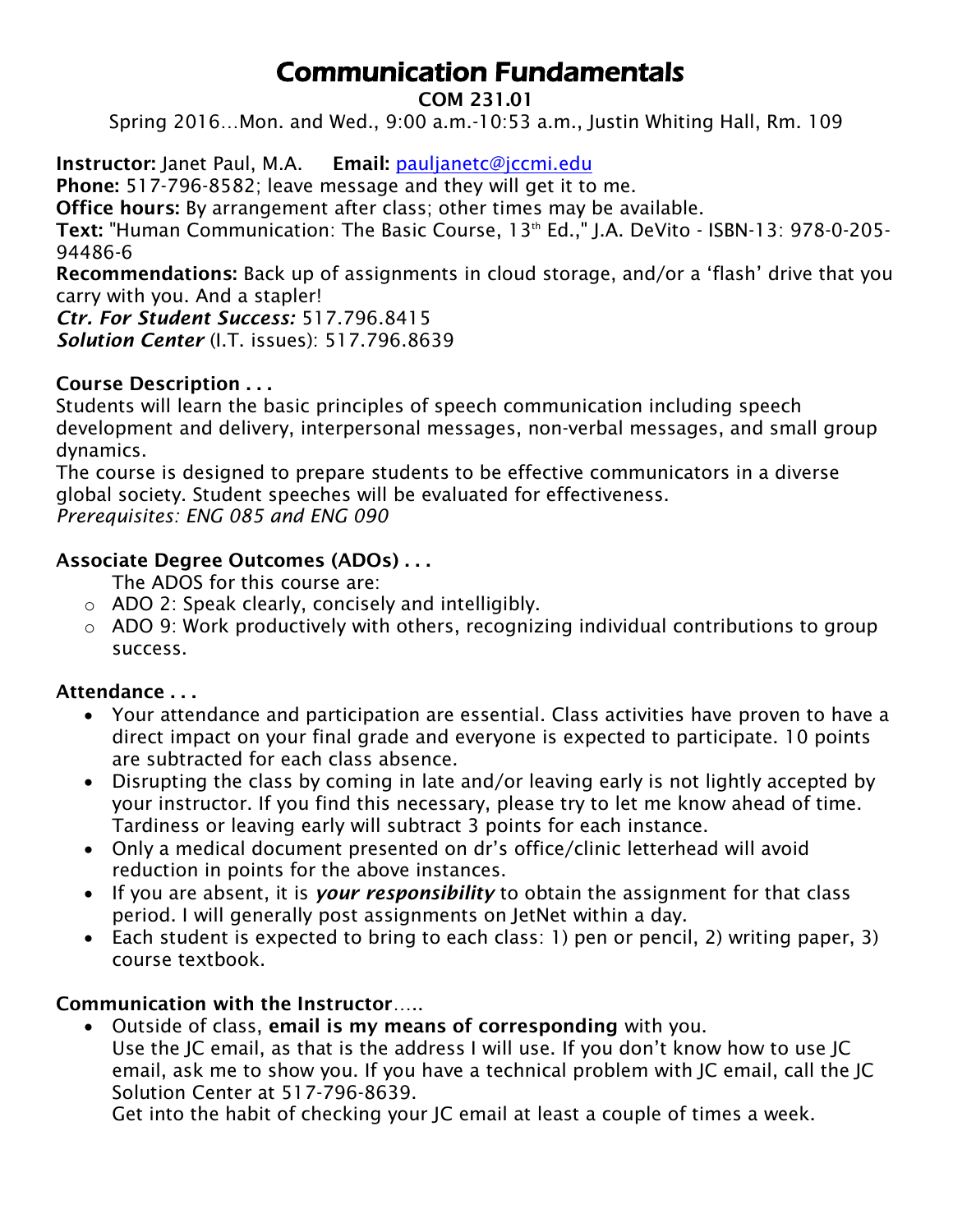# Communication Fundamentals

**COM 231.01**

Spring 2016…Mon. and Wed., 9:00 a.m.-10:53 a.m., Justin Whiting Hall, Rm. 109

**Instructor:** Janet Paul, M.A. **Email:** pauljanetc@jccmi.edu
**Phone:** 517-796-8582; leave message and they will get it to me.
**Office hours:** By arrangement after class; other times may be available.
**Text:** "Human Communication: The Basic Course, 13th Ed.," J.A. DeVito - ISBN-13: 978-0-205-94486-6
**Recommendations:** Back up of assignments in cloud storage, and/or a 'flash' drive that you carry with you. And a stapler!
***Ctr. For Student Success:*** 517.796.8415
***Solution Center*** (I.T. issues): 517.796.8639

**Course Description . . .**

Students will learn the basic principles of speech communication including speech development and delivery, interpersonal messages, non-verbal messages, and small group dynamics.

The course is designed to prepare students to be effective communicators in a diverse global society. Student speeches will be evaluated for effectiveness.

*Prerequisites: ENG 085 and ENG 090*

**Associate Degree Outcomes (ADOs) . . .**

The ADOS for this course are:

- ADO 2: Speak clearly, concisely and intelligibly.
- ADO 9: Work productively with others, recognizing individual contributions to group success.

**Attendance . . .**

- Your attendance and participation are essential. Class activities have proven to have a direct impact on your final grade and everyone is expected to participate. 10 points are subtracted for each class absence.
- Disrupting the class by coming in late and/or leaving early is not lightly accepted by your instructor. If you find this necessary, please try to let me know ahead of time. Tardiness or leaving early will subtract 3 points for each instance.
- Only a medical document presented on dr's office/clinic letterhead will avoid reduction in points for the above instances.
- If you are absent, it is ***your responsibility*** to obtain the assignment for that class period. I will generally post assignments on JetNet within a day.
- Each student is expected to bring to each class: 1) pen or pencil, 2) writing paper, 3) course textbook.

**Communication with the Instructor**…..

- Outside of class, **email is my means of corresponding** with you.
  Use the JC email, as that is the address I will use. If you don't know how to use JC email, ask me to show you. If you have a technical problem with JC email, call the JC Solution Center at 517-796-8639.
  Get into the habit of checking your JC email at least a couple of times a week.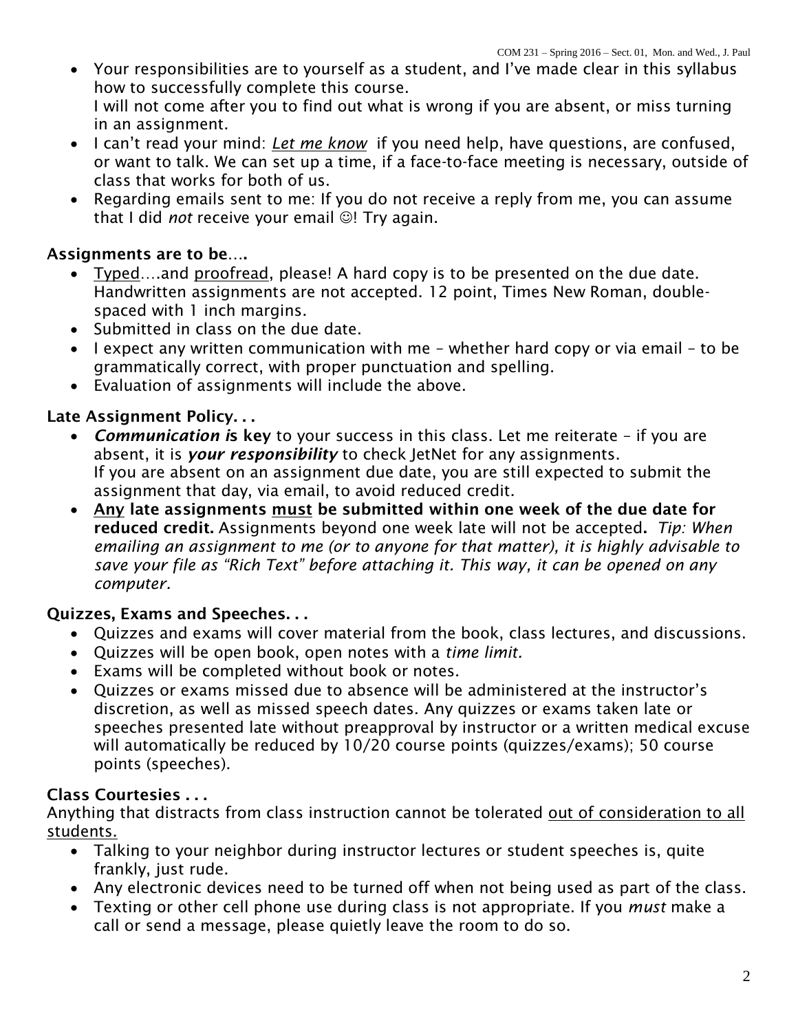- Your responsibilities are to yourself as a student, and I've made clear in this syllabus how to successfully complete this course.
  I will not come after you to find out what is wrong if you are absent, or miss turning in an assignment.
- I can't read your mind: <u>*Let me know*</u> if you need help, have questions, are confused, or want to talk. We can set up a time, if a face-to-face meeting is necessary, outside of class that works for both of us.
- Regarding emails sent to me: If you do not receive a reply from me, you can assume that I did *not* receive your email ☺! Try again.

**Assignments are to be….**

- <u>Typed</u>….and <u>proofread</u>, please! A hard copy is to be presented on the due date. Handwritten assignments are not accepted. 12 point, Times New Roman, double-spaced with 1 inch margins.
- Submitted in class on the due date.
- I expect any written communication with me – whether hard copy or via email – to be grammatically correct, with proper punctuation and spelling.
- Evaluation of assignments will include the above.

**Late Assignment Policy. . .**

- ***Communication i*s key** to your success in this class. Let me reiterate – if you are absent, it is ***your responsibility*** to check JetNet for any assignments.
  If you are absent on an assignment due date, you are still expected to submit the assignment that day, via email, to avoid reduced credit.
- **<u>Any</u> late assignments <u>must</u> be submitted within one week of the due date for reduced credit.** Assignments beyond one week late will not be accepted**.** *Tip: When emailing an assignment to me (or to anyone for that matter), it is highly advisable to save your file as "Rich Text" before attaching it. This way, it can be opened on any computer.*

**Quizzes, Exams and Speeches. . .**

- Quizzes and exams will cover material from the book, class lectures, and discussions.
- Quizzes will be open book, open notes with a *time limit.*
- Exams will be completed without book or notes.
- Quizzes or exams missed due to absence will be administered at the instructor's discretion, as well as missed speech dates. Any quizzes or exams taken late or speeches presented late without preapproval by instructor or a written medical excuse will automatically be reduced by 10/20 course points (quizzes/exams); 50 course points (speeches).

**Class Courtesies . . .**

Anything that distracts from class instruction cannot be tolerated <u>out of consideration to all students.</u>

- Talking to your neighbor during instructor lectures or student speeches is, quite frankly, just rude.
- Any electronic devices need to be turned off when not being used as part of the class.
- Texting or other cell phone use during class is not appropriate. If you *must* make a call or send a message, please quietly leave the room to do so.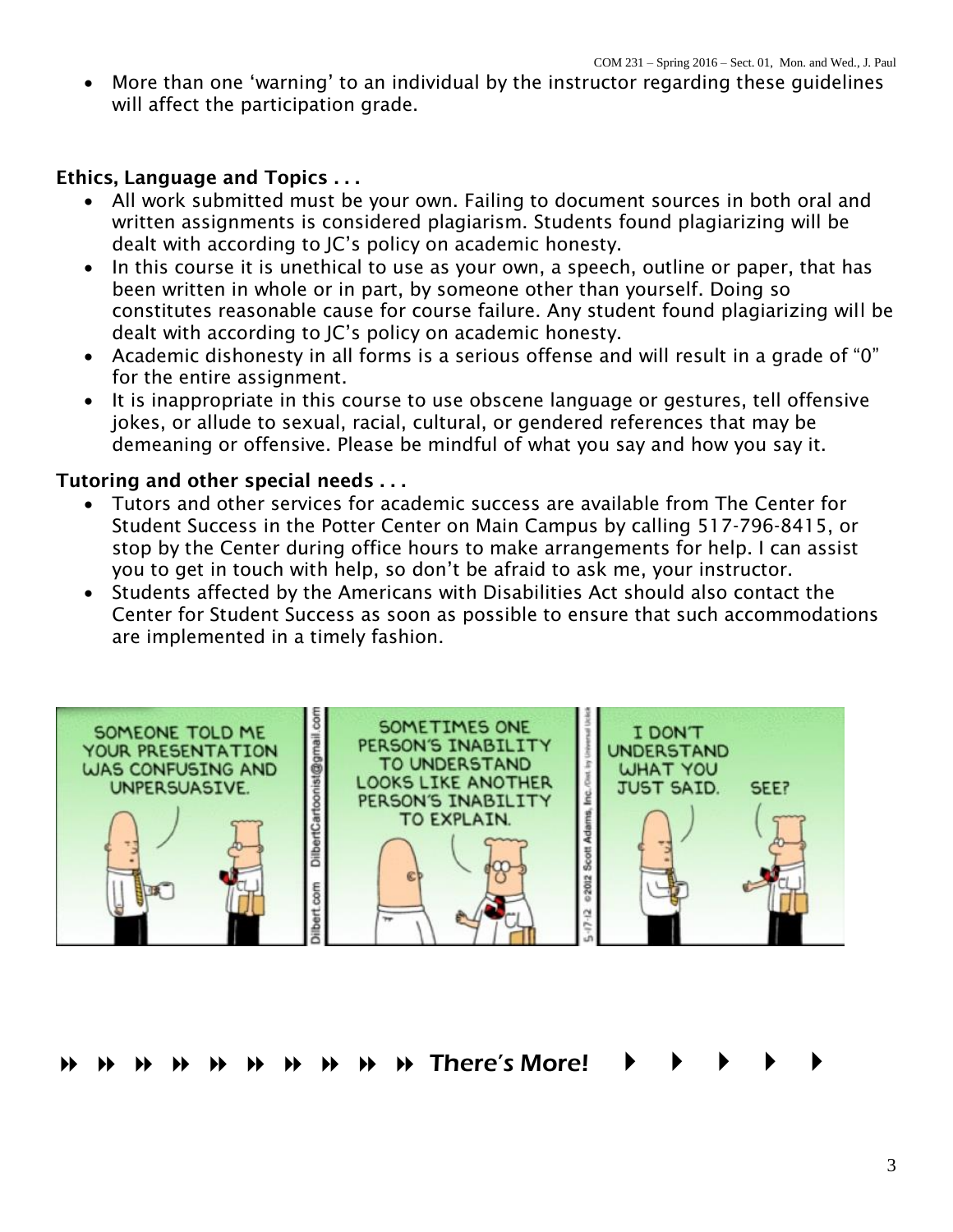- More than one 'warning' to an individual by the instructor regarding these guidelines will affect the participation grade.

**Ethics, Language and Topics . . .**

- All work submitted must be your own. Failing to document sources in both oral and written assignments is considered plagiarism. Students found plagiarizing will be dealt with according to JC's policy on academic honesty.
- In this course it is unethical to use as your own, a speech, outline or paper, that has been written in whole or in part, by someone other than yourself. Doing so constitutes reasonable cause for course failure. Any student found plagiarizing will be dealt with according to JC's policy on academic honesty.
- Academic dishonesty in all forms is a serious offense and will result in a grade of "0" for the entire assignment.
- It is inappropriate in this course to use obscene language or gestures, tell offensive jokes, or allude to sexual, racial, cultural, or gendered references that may be demeaning or offensive. Please be mindful of what you say and how you say it.

**Tutoring and other special needs . . .**

- Tutors and other services for academic success are available from The Center for Student Success in the Potter Center on Main Campus by calling 517-796-8415, or stop by the Center during office hours to make arrangements for help. I can assist you to get in touch with help, so don't be afraid to ask me, your instructor.
- Students affected by the Americans with Disabilities Act should also contact the Center for Student Success as soon as possible to ensure that such accommodations are implemented in a timely fashion.

**There's More!**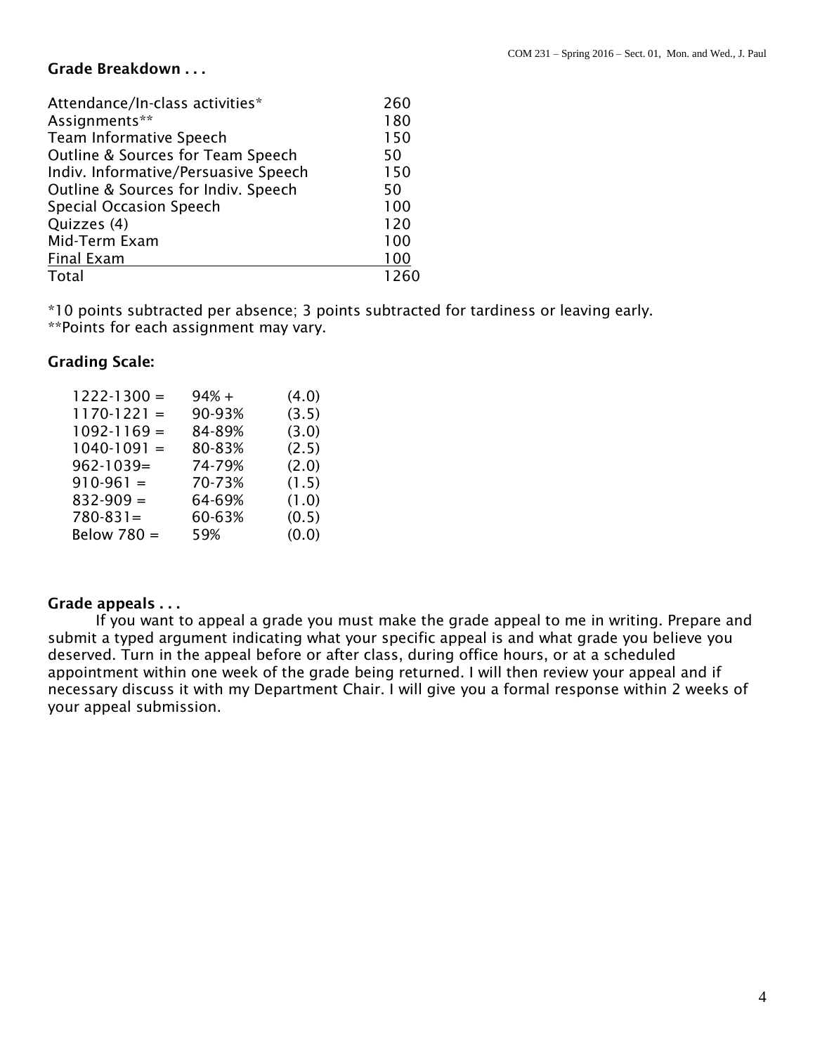## Grade Breakdown . . .

| | |
|---|---|
| Attendance/In-class activities* | 260 |
| Assignments** | 180 |
| Team Informative Speech | 150 |
| Outline & Sources for Team Speech | 50 |
| Indiv. Informative/Persuasive Speech | 150 |
| Outline & Sources for Indiv. Speech | 50 |
| Special Occasion Speech | 100 |
| Quizzes (4) | 120 |
| Mid-Term Exam | 100 |
| Final Exam | 100 |
| Total | 1260 |

*10 points subtracted per absence; 3 points subtracted for tardiness or leaving early.
**Points for each assignment may vary.

## Grading Scale:

| | | |
|---|---|---|
| 1222-1300 = | 94% + | (4.0) |
| 1170-1221 = | 90-93% | (3.5) |
| 1092-1169 = | 84-89% | (3.0) |
| 1040-1091 = | 80-83% | (2.5) |
| 962-1039= | 74-79% | (2.0) |
| 910-961 = | 70-73% | (1.5) |
| 832-909 = | 64-69% | (1.0) |
| 780-831= | 60-63% | (0.5) |
| Below 780 = | 59% | (0.0) |

## Grade appeals . . .

If you want to appeal a grade you must make the grade appeal to me in writing. Prepare and submit a typed argument indicating what your specific appeal is and what grade you believe you deserved. Turn in the appeal before or after class, during office hours, or at a scheduled appointment within one week of the grade being returned. I will then review your appeal and if necessary discuss it with my Department Chair. I will give you a formal response within 2 weeks of your appeal submission.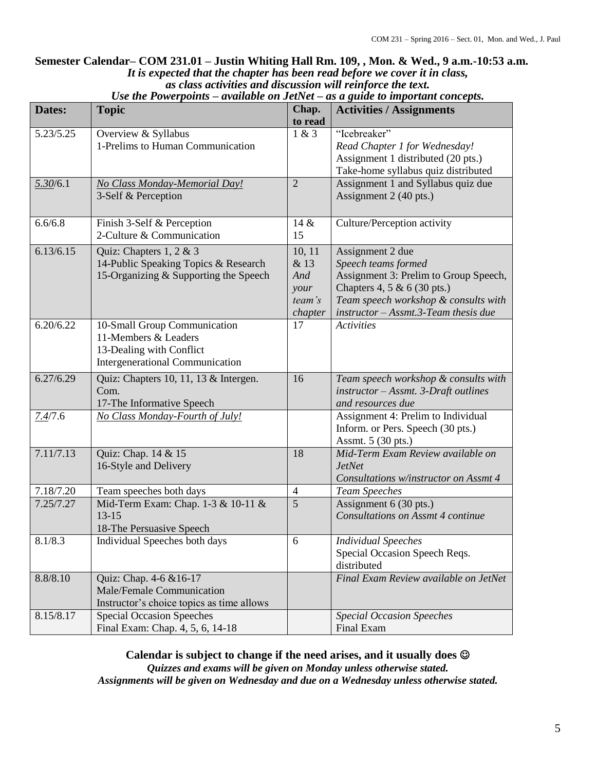**Semester Calendar– COM 231.01 – Justin Whiting Hall Rm. 109, , Mon. & Wed., 9 a.m.-10:53 a.m.**

***It is expected that the chapter has been read before we cover it in class, as class activities and discussion will reinforce the text. Use the Powerpoints – available on JetNet – as a guide to important concepts.***

| Dates: | Topic | Chap. to read | Activities / Assignments |
|---|---|---|---|
| 5.23/5.25 | Overview & Syllabus<br>1-Prelims to Human Communication | 1 & 3 | "Icebreaker"<br>*Read Chapter 1 for Wednesday!*<br>Assignment 1 distributed (20 pts.)<br>Take-home syllabus quiz distributed |
| *5.30*/6.1 | *No Class Monday-Memorial Day!*<br>3-Self & Perception | 2 | Assignment 1 and Syllabus quiz due<br>Assignment 2 (40 pts.) |
| 6.6/6.8 | Finish 3-Self & Perception<br>2-Culture & Communication | 14 & 15 | Culture/Perception activity |
| 6.13/6.15 | Quiz: Chapters 1, 2 & 3<br>14-Public Speaking Topics & Research<br>15-Organizing & Supporting the Speech | 10, 11 & 13 *And your team's chapter* | Assignment 2 due<br>*Speech teams formed*<br>Assignment 3: Prelim to Group Speech, Chapters 4, 5 & 6 (30 pts.)<br>*Team speech workshop & consults with instructor – Assmt.3-Team thesis due* |
| 6.20/6.22 | 10-Small Group Communication<br>11-Members & Leaders<br>13-Dealing with Conflict<br>Intergenerational Communication | 17 | *Activities* |
| 6.27/6.29 | Quiz: Chapters 10, 11, 13 & Intergen. Com.<br>17-The Informative Speech | 16 | *Team speech workshop & consults with instructor – Assmt. 3-Draft outlines and resources due* |
| *7.4*/7.6 | *No Class Monday-Fourth of July!* | | Assignment 4: Prelim to Individual Inform. or Pers. Speech (30 pts.)<br>Assmt. 5 (30 pts.) |
| 7.11/7.13 | Quiz: Chap. 14 & 15<br>16-Style and Delivery | 18 | *Mid-Term Exam Review available on JetNet*<br>*Consultations w/instructor on Assmt 4* |
| 7.18/7.20 | Team speeches both days | 4 | *Team Speeches* |
| 7.25/7.27 | Mid-Term Exam: Chap. 1-3 & 10-11 & 13-15<br>18-The Persuasive Speech | 5 | Assignment 6 (30 pts.)<br>*Consultations on Assmt 4 continue* |
| 8.1/8.3 | Individual Speeches both days | 6 | *Individual Speeches*<br>Special Occasion Speech Reqs. distributed |
| 8.8/8.10 | Quiz: Chap. 4-6 &16-17<br>Male/Female Communication<br>Instructor's choice topics as time allows | | *Final Exam Review available on JetNet* |
| 8.15/8.17 | Special Occasion Speeches<br>Final Exam: Chap. 4, 5, 6, 14-18 | | *Special Occasion Speeches*<br>Final Exam |

**Calendar is subject to change if the need arises, and it usually does ☺**

***Quizzes and exams will be given on Monday unless otherwise stated.***

***Assignments will be given on Wednesday and due on a Wednesday unless otherwise stated.***